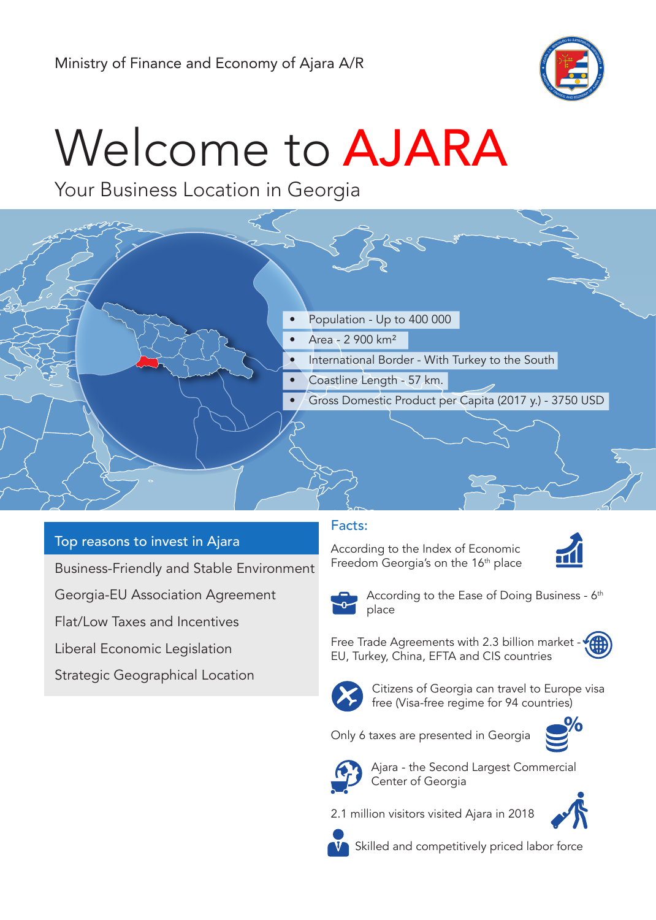Ministry of Finance and Economy of Ajara A/R

# Welcome to AJARA

## Your Business Location in Georgia

- Population - Up to 400 000
- Area - 2 900 km²
- International Border - With Turkey to the South
- Coastline Length - 57 km.
- Gross Domestic Product per Capita (2017 y.) - 3750 USD

### Top reasons to invest in Ajara

- Business-Friendly and Stable Environment
- Georgia-EU Association Agreement
- Flat/Low Taxes and Incentives
- Liberal Economic Legislation
- Strategic Geographical Location

### Facts:

According to the Index of Economic Freedom Georgia's on the 16th place

According to the Ease of Doing Business - 6th place

Free Trade Agreements with 2.3 billion market - EU, Turkey, China, EFTA and CIS countries

Citizens of Georgia can travel to Europe visa free (Visa-free regime for 94 countries)

Only 6 taxes are presented in Georgia

Ajara - the Second Largest Commercial Center of Georgia

2.1 million visitors visited Ajara in 2018

Skilled and competitively priced labor force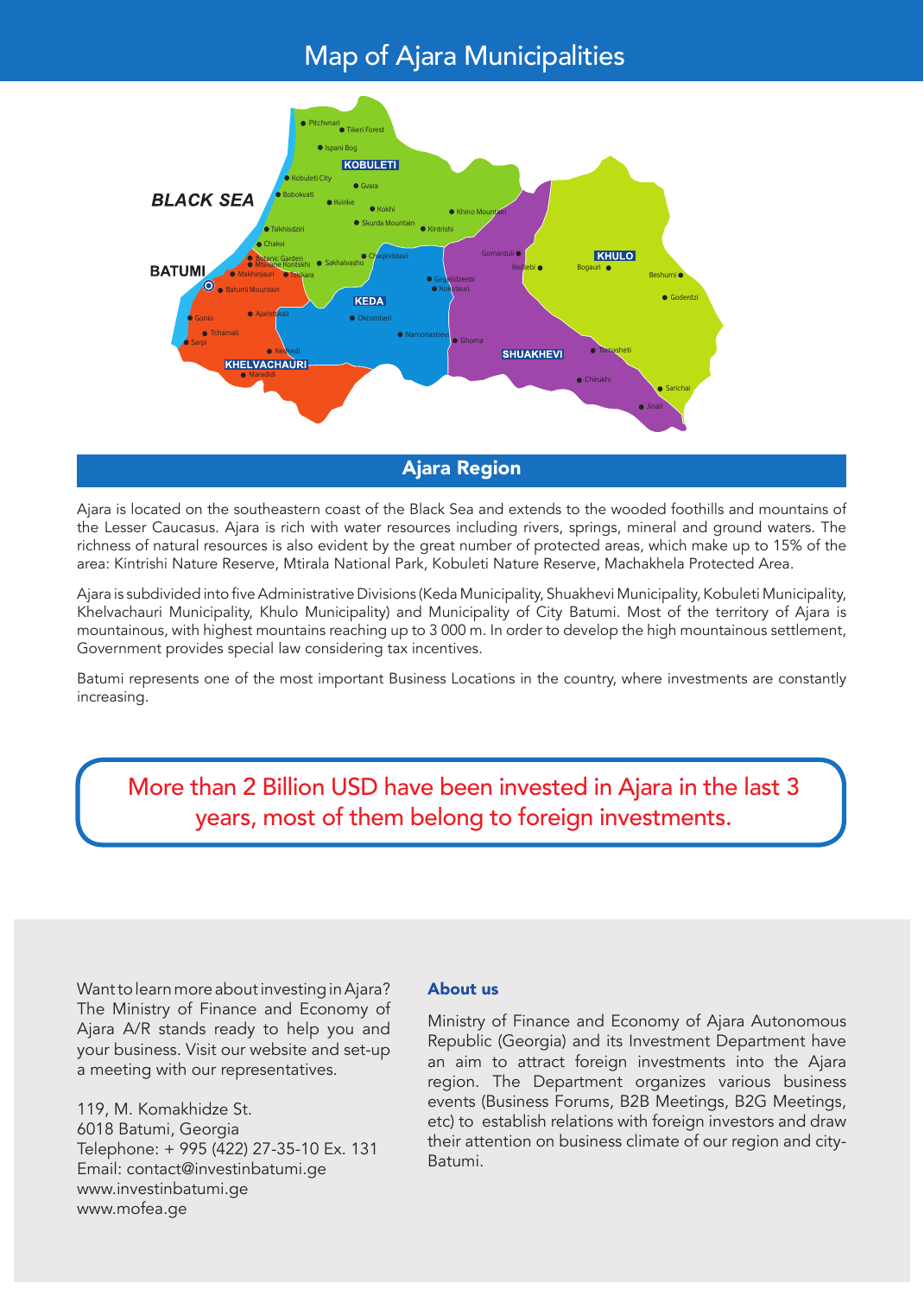# Map of Ajara Municipalities

BLACK SEA

BATUMI

KOBULETI

KEDA

KHULO

SHUAKHEVI

KHELVACHAURI

Pitchvnari
Tikeri Forest
Ispani Bog
Kobuleti City
Gvara
Bobokvati
Kvirike
Kokhi
Khino Mountain
Skurda Mountain
Kintrishi
Tsikhisdziri
Chakvi
Chaqkvistavi
Botanic Garden
Mtsvane Kontskhi
Sakhalvasho
Makhinjauri
Tsiskara
Gegelidzeebi
Kokotauri
Gomarduli
Kedlebi
Bogauri
Beshumi
Goderdzi
Batumi Mountain
Ajaristskali
Oktomberi
Namonastrevi
Ghoma
Gonio
Tcharnali
Sarpi
Keda
Maradidi
Tomasheti
Chirukhi
Sarichai
Jinali

## Ajara Region

Ajara is located on the southeastern coast of the Black Sea and extends to the wooded foothills and mountains of the Lesser Caucasus. Ajara is rich with water resources including rivers, springs, mineral and ground waters. The richness of natural resources is also evident by the great number of protected areas, which make up to 15% of the area: Kintrishi Nature Reserve, Mtirala National Park, Kobuleti Nature Reserve, Machakhela Protected Area.

Ajara is subdivided into five Administrative Divisions (Keda Municipality, Shuakhevi Municipality, Kobuleti Municipality, Khelvachauri Municipality, Khulo Municipality) and Municipality of City Batumi. Most of the territory of Ajara is mountainous, with highest mountains reaching up to 3 000 m. In order to develop the high mountainous settlement, Government provides special law considering tax incentives.

Batumi represents one of the most important Business Locations in the country, where investments are constantly increasing.

More than 2 Billion USD have been invested in Ajara in the last 3 years, most of them belong to foreign investments.

Want to learn more about investing in Ajara? The Ministry of Finance and Economy of Ajara A/R stands ready to help you and your business. Visit our website and set-up a meeting with our representatives.

119, M. Komakhidze St.
6018 Batumi, Georgia
Telephone: + 995 (422) 27-35-10 Ex. 131
Email: contact@investinbatumi.ge
www.investinbatumi.ge
www.mofea.ge

### About us

Ministry of Finance and Economy of Ajara Autonomous Republic (Georgia) and its Investment Department have an aim to attract foreign investments into the Ajara region. The Department organizes various business events (Business Forums, B2B Meetings, B2G Meetings, etc) to establish relations with foreign investors and draw their attention on business climate of our region and city-Batumi.